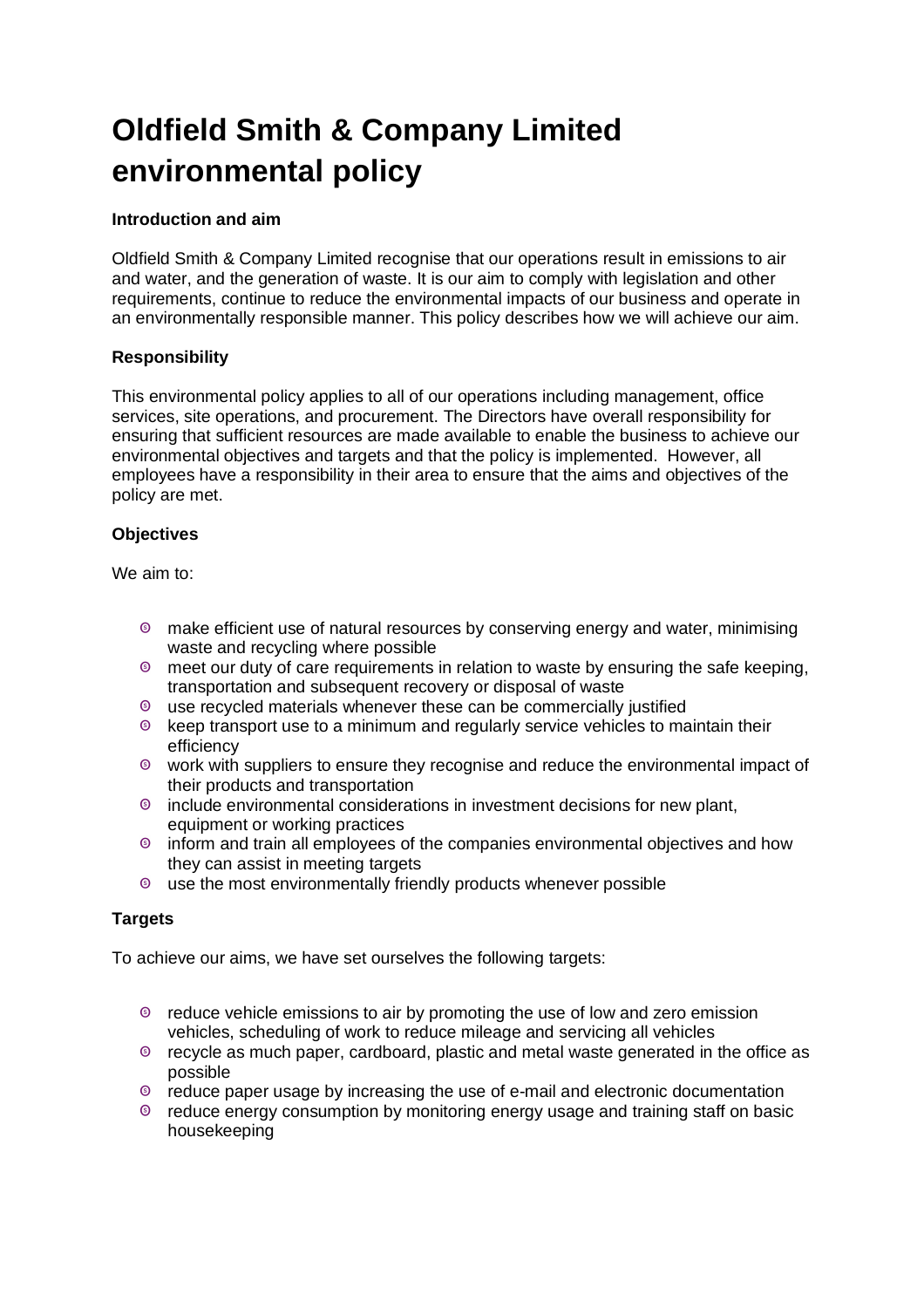# Oldfield Smith & Company Limited environmental policy

**Introduction and aim**

Oldfield Smith & Company Limited recognise that our operations result in emissions to air and water, and the generation of waste. It is our aim to comply with legislation and other requirements, continue to reduce the environmental impacts of our business and operate in an environmentally responsible manner. This policy describes how we will achieve our aim.

**Responsibility**

This environmental policy applies to all of our operations including management, office services, site operations, and procurement. The Directors have overall responsibility for ensuring that sufficient resources are made available to enable the business to achieve our environmental objectives and targets and that the policy is implemented. However, all employees have a responsibility in their area to ensure that the aims and objectives of the policy are met.

**Objectives**

We aim to:

- make efficient use of natural resources by conserving energy and water, minimising waste and recycling where possible
- meet our duty of care requirements in relation to waste by ensuring the safe keeping, transportation and subsequent recovery or disposal of waste
- use recycled materials whenever these can be commercially justified
- keep transport use to a minimum and regularly service vehicles to maintain their efficiency
- work with suppliers to ensure they recognise and reduce the environmental impact of their products and transportation
- include environmental considerations in investment decisions for new plant, equipment or working practices
- inform and train all employees of the companies environmental objectives and how they can assist in meeting targets
- use the most environmentally friendly products whenever possible

**Targets**

To achieve our aims, we have set ourselves the following targets:

- reduce vehicle emissions to air by promoting the use of low and zero emission vehicles, scheduling of work to reduce mileage and servicing all vehicles
- recycle as much paper, cardboard, plastic and metal waste generated in the office as possible
- reduce paper usage by increasing the use of e-mail and electronic documentation
- reduce energy consumption by monitoring energy usage and training staff on basic housekeeping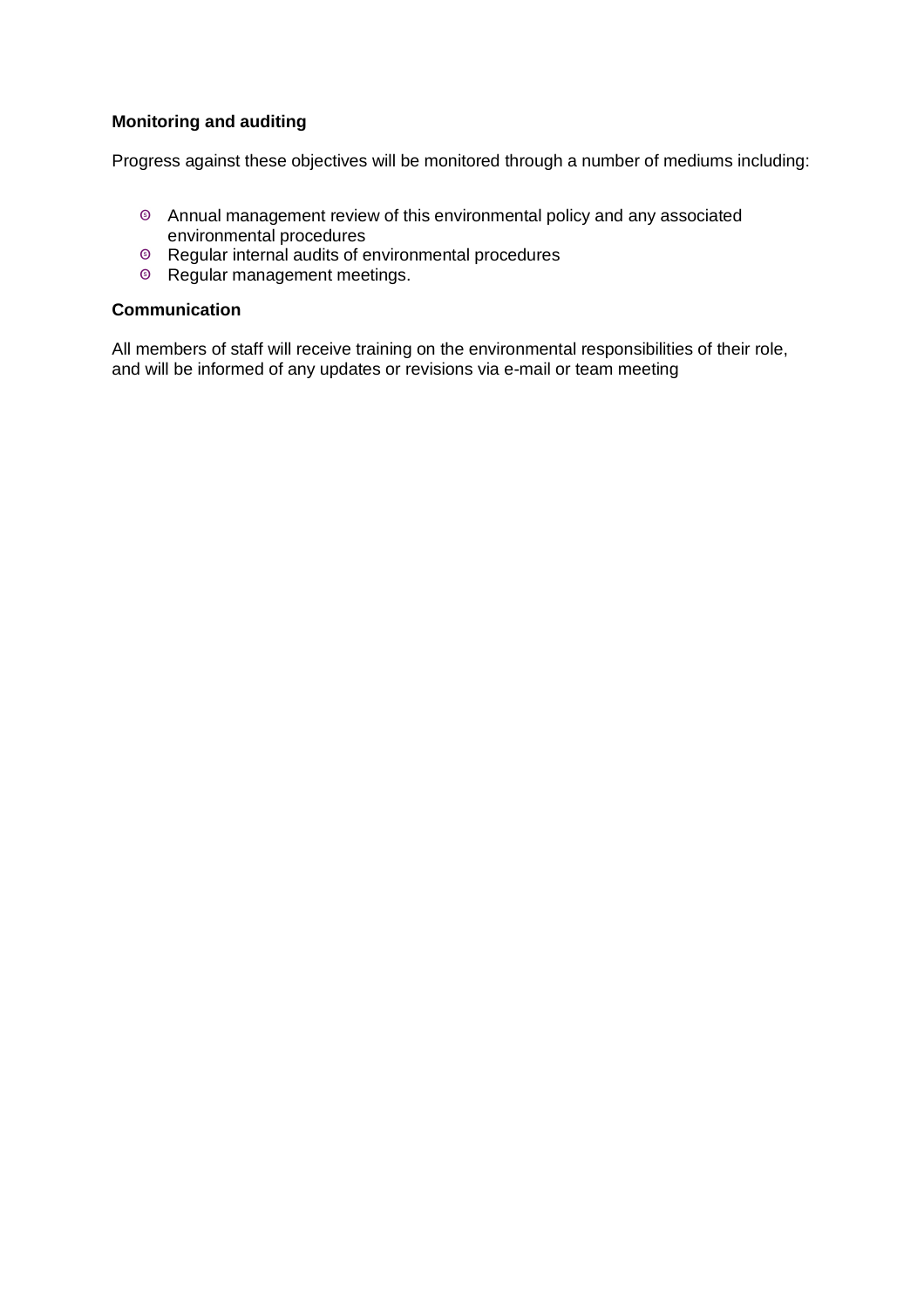**Monitoring and auditing**

Progress against these objectives will be monitored through a number of mediums including:

- Annual management review of this environmental policy and any associated environmental procedures
- Regular internal audits of environmental procedures
- Regular management meetings.

**Communication**

All members of staff will receive training on the environmental responsibilities of their role, and will be informed of any updates or revisions via e-mail or team meeting